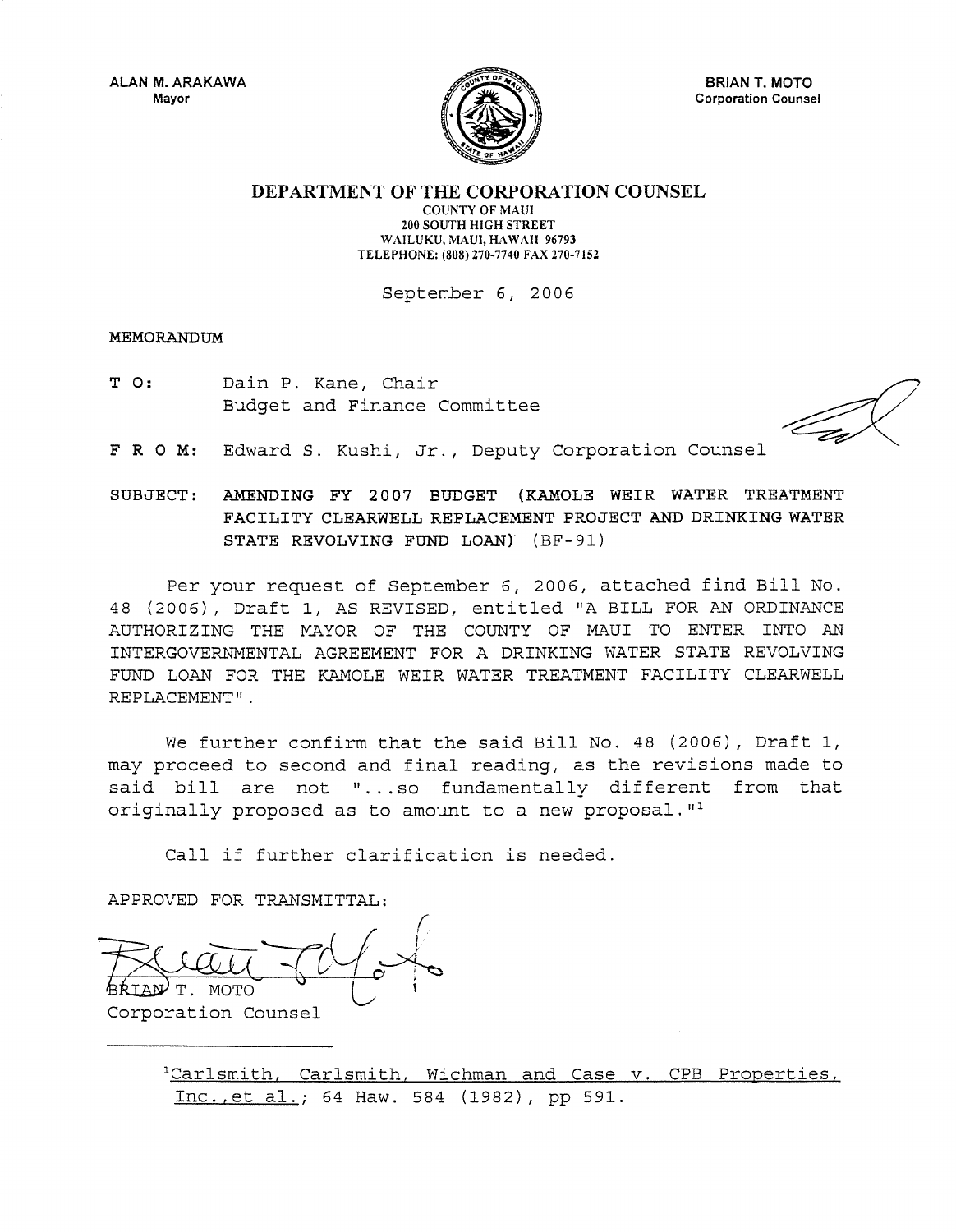ALAN M. ARAKAWA
Mayor

BRIAN T. MOTO
Corporation Counsel

# DEPARTMENT OF THE CORPORATION COUNSEL

COUNTY OF MAUI
200 SOUTH HIGH STREET
WAILUKU, MAUI, HAWAII 96793
TELEPHONE: (808) 270-7740 FAX 270-7152

September 6, 2006

**MEMORANDUM**

T O: Dain P. Kane, Chair
Budget and Finance Committee

F R O M: Edward S. Kushi, Jr., Deputy Corporation Counsel

SUBJECT: **AMENDING FY 2007 BUDGET (KAMOLE WEIR WATER TREATMENT FACILITY CLEARWELL REPLACEMENT PROJECT AND DRINKING WATER STATE REVOLVING FUND LOAN)** (BF-91)

Per your request of September 6, 2006, attached find Bill No. 48 (2006), Draft 1, AS REVISED, entitled "A BILL FOR AN ORDINANCE AUTHORIZING THE MAYOR OF THE COUNTY OF MAUI TO ENTER INTO AN INTERGOVERNMENTAL AGREEMENT FOR A DRINKING WATER STATE REVOLVING FUND LOAN FOR THE KAMOLE WEIR WATER TREATMENT FACILITY CLEARWELL REPLACEMENT".

We further confirm that the said Bill No. 48 (2006), Draft 1, may proceed to second and final reading, as the revisions made to said bill are not "...so fundamentally different from that originally proposed as to amount to a new proposal."[1]

Call if further clarification is needed.

APPROVED FOR TRANSMITTAL:

BRIAN T. MOTO
Corporation Counsel

---

[1] Carlsmith, Carlsmith, Wichman and Case v. CPB Properties, Inc., et al.; 64 Haw. 584 (1982), pp 591.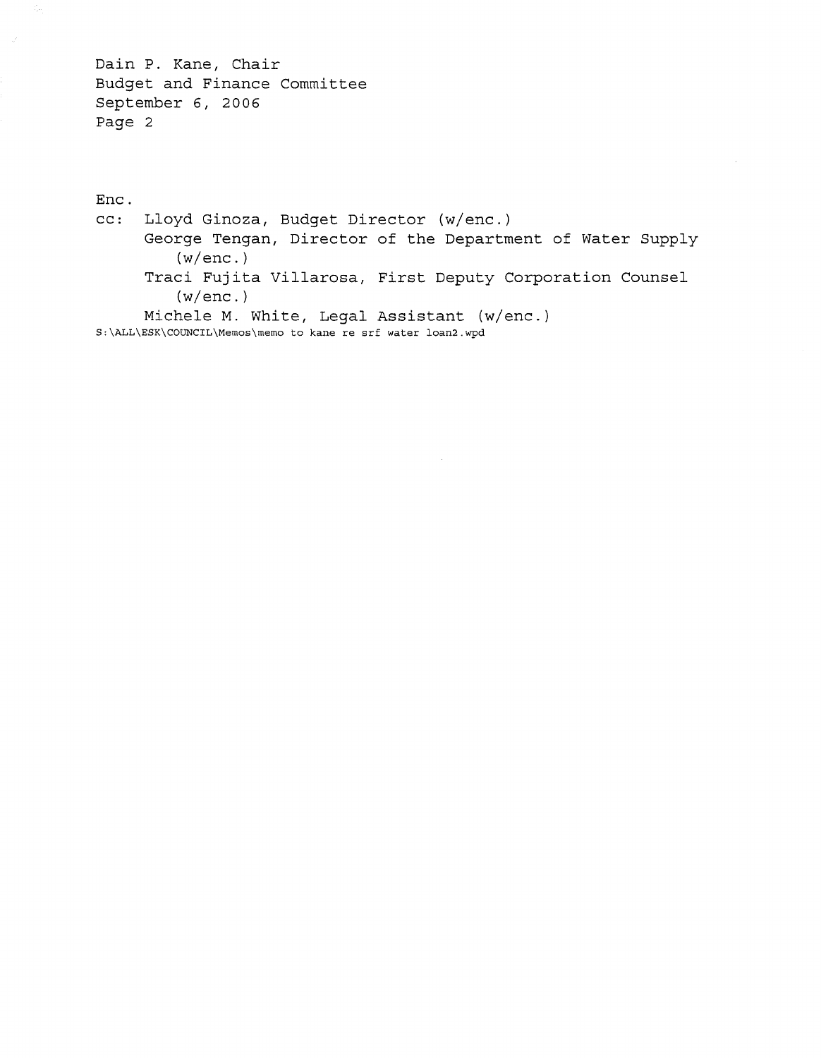Enc.

cc: Lloyd Ginoza, Budget Director (w/enc.)
George Tengan, Director of the Department of Water Supply (w/enc.)
Traci Fujita Villarosa, First Deputy Corporation Counsel (w/enc.)
Michele M. White, Legal Assistant (w/enc.)

S:\ALL\ESK\COUNCIL\Memos\memo to kane re srf water loan2.wpd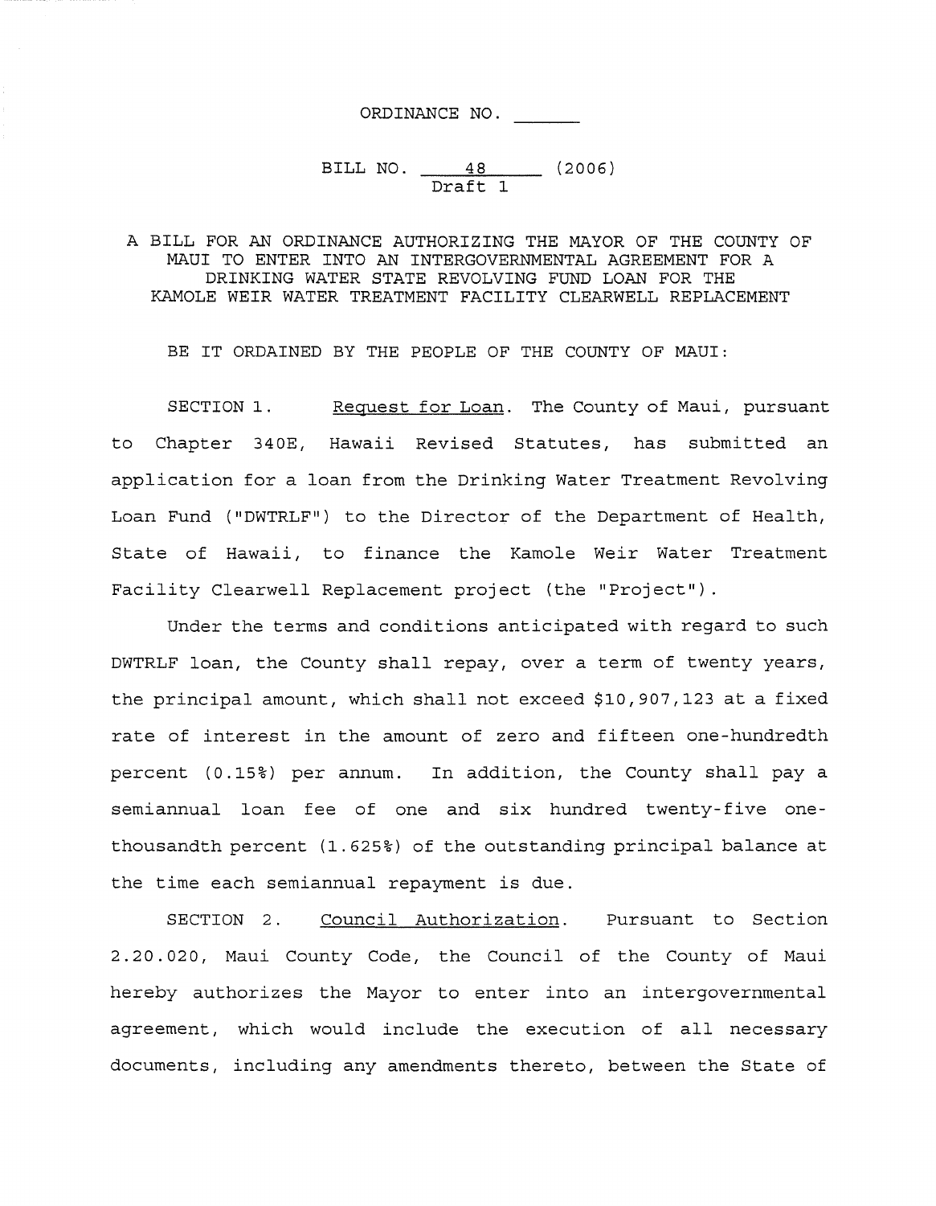ORDINANCE NO. ______

BILL NO. 48 (2006)
Draft 1

A BILL FOR AN ORDINANCE AUTHORIZING THE MAYOR OF THE COUNTY OF MAUI TO ENTER INTO AN INTERGOVERNMENTAL AGREEMENT FOR A DRINKING WATER STATE REVOLVING FUND LOAN FOR THE KAMOLE WEIR WATER TREATMENT FACILITY CLEARWELL REPLACEMENT

BE IT ORDAINED BY THE PEOPLE OF THE COUNTY OF MAUI:

SECTION 1. Request for Loan. The County of Maui, pursuant to Chapter 340E, Hawaii Revised Statutes, has submitted an application for a loan from the Drinking Water Treatment Revolving Loan Fund ("DWTRLF") to the Director of the Department of Health, State of Hawaii, to finance the Kamole Weir Water Treatment Facility Clearwell Replacement project (the "Project").

Under the terms and conditions anticipated with regard to such DWTRLF loan, the County shall repay, over a term of twenty years, the principal amount, which shall not exceed $10,907,123 at a fixed rate of interest in the amount of zero and fifteen one-hundredth percent (0.15%) per annum. In addition, the County shall pay a semiannual loan fee of one and six hundred twenty-five one-thousandth percent (1.625%) of the outstanding principal balance at the time each semiannual repayment is due.

SECTION 2. Council Authorization. Pursuant to Section 2.20.020, Maui County Code, the Council of the County of Maui hereby authorizes the Mayor to enter into an intergovernmental agreement, which would include the execution of all necessary documents, including any amendments thereto, between the State of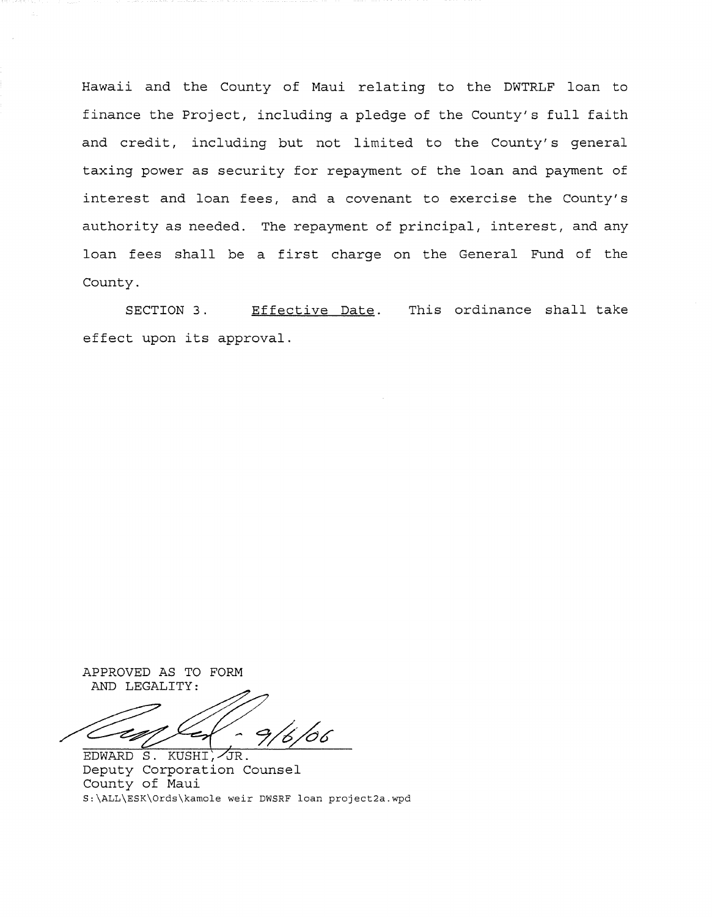Hawaii and the County of Maui relating to the DWTRLF loan to finance the Project, including a pledge of the County's full faith and credit, including but not limited to the County's general taxing power as security for repayment of the loan and payment of interest and loan fees, and a covenant to exercise the County's authority as needed. The repayment of principal, interest, and any loan fees shall be a first charge on the General Fund of the County.

SECTION 3. Effective Date. This ordinance shall take effect upon its approval.

APPROVED AS TO FORM AND LEGALITY:

9/6/06

EDWARD S. KUSHI, JR.
Deputy Corporation Counsel
County of Maui
S:\ALL\ESK\Ords\kamole weir DWSRF loan project2a.wpd